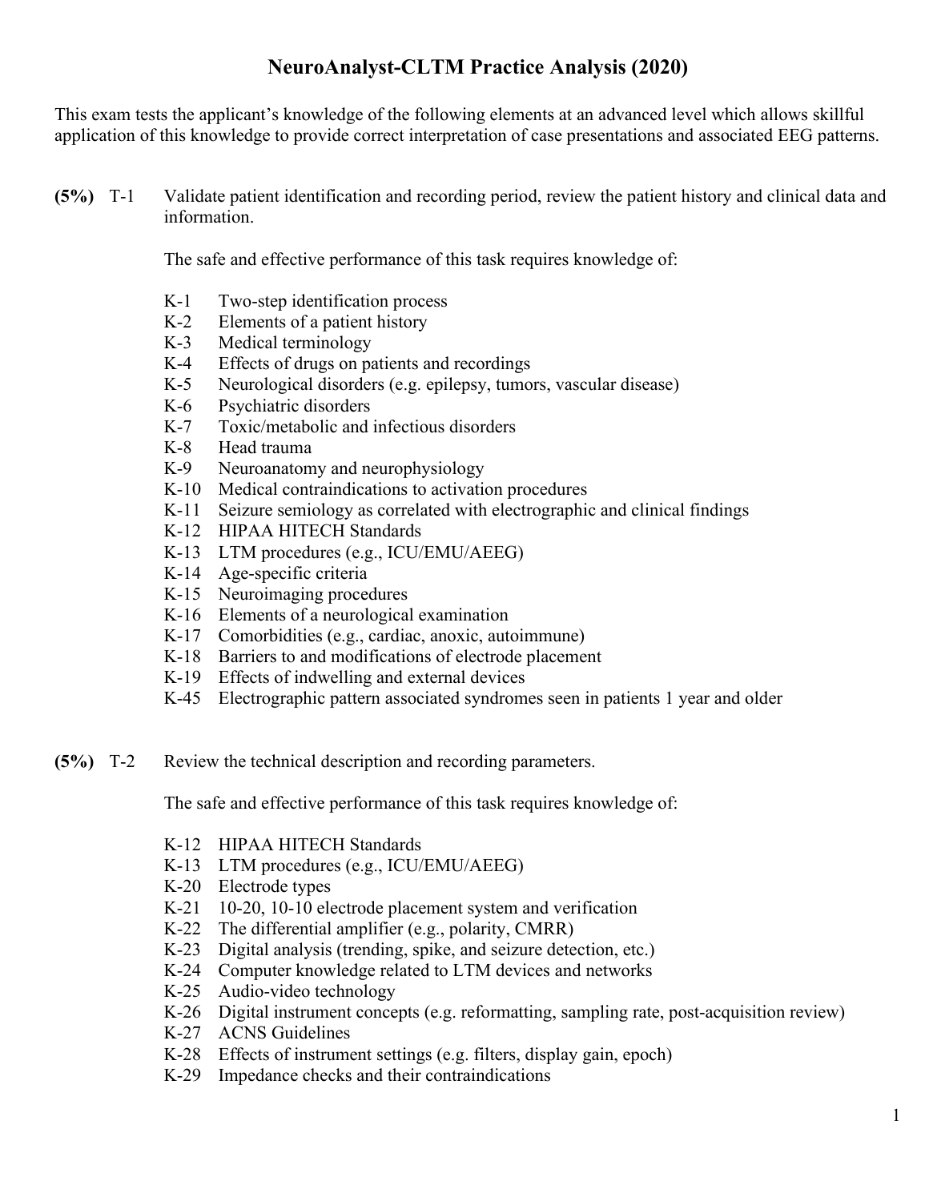# NeuroAnalyst-CLTM Practice Analysis (2020)

This exam tests the applicant's knowledge of the following elements at an advanced level which allows skillful application of this knowledge to provide correct interpretation of case presentations and associated EEG patterns.

**(5%)** T-1 Validate patient identification and recording period, review the patient history and clinical data and information.

The safe and effective performance of this task requires knowledge of:

- K-1 Two-step identification process
- K-2 Elements of a patient history
- K-3 Medical terminology
- K-4 Effects of drugs on patients and recordings
- K-5 Neurological disorders (e.g. epilepsy, tumors, vascular disease)
- K-6 Psychiatric disorders
- K-7 Toxic/metabolic and infectious disorders
- K-8 Head trauma
- K-9 Neuroanatomy and neurophysiology
- K-10 Medical contraindications to activation procedures
- K-11 Seizure semiology as correlated with electrographic and clinical findings
- K-12 HIPAA HITECH Standards
- K-13 LTM procedures (e.g., ICU/EMU/AEEG)
- K-14 Age-specific criteria
- K-15 Neuroimaging procedures
- K-16 Elements of a neurological examination
- K-17 Comorbidities (e.g., cardiac, anoxic, autoimmune)
- K-18 Barriers to and modifications of electrode placement
- K-19 Effects of indwelling and external devices
- K-45 Electrographic pattern associated syndromes seen in patients 1 year and older

**(5%)** T-2 Review the technical description and recording parameters.

The safe and effective performance of this task requires knowledge of:

- K-12 HIPAA HITECH Standards
- K-13 LTM procedures (e.g., ICU/EMU/AEEG)
- K-20 Electrode types
- K-21 10-20, 10-10 electrode placement system and verification
- K-22 The differential amplifier (e.g., polarity, CMRR)
- K-23 Digital analysis (trending, spike, and seizure detection, etc.)
- K-24 Computer knowledge related to LTM devices and networks
- K-25 Audio-video technology
- K-26 Digital instrument concepts (e.g. reformatting, sampling rate, post-acquisition review)
- K-27 ACNS Guidelines
- K-28 Effects of instrument settings (e.g. filters, display gain, epoch)
- K-29 Impedance checks and their contraindications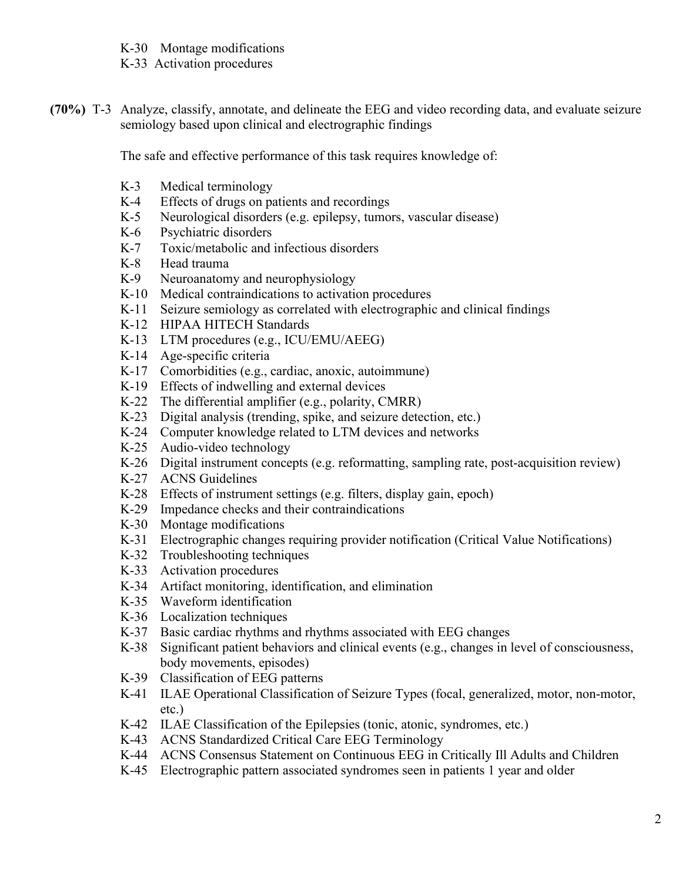- K-30 Montage modifications
- K-33 Activation procedures

**(70%)** T-3 Analyze, classify, annotate, and delineate the EEG and video recording data, and evaluate seizure semiology based upon clinical and electrographic findings

The safe and effective performance of this task requires knowledge of:

- K-3 Medical terminology
- K-4 Effects of drugs on patients and recordings
- K-5 Neurological disorders (e.g. epilepsy, tumors, vascular disease)
- K-6 Psychiatric disorders
- K-7 Toxic/metabolic and infectious disorders
- K-8 Head trauma
- K-9 Neuroanatomy and neurophysiology
- K-10 Medical contraindications to activation procedures
- K-11 Seizure semiology as correlated with electrographic and clinical findings
- K-12 HIPAA HITECH Standards
- K-13 LTM procedures (e.g., ICU/EMU/AEEG)
- K-14 Age-specific criteria
- K-17 Comorbidities (e.g., cardiac, anoxic, autoimmune)
- K-19 Effects of indwelling and external devices
- K-22 The differential amplifier (e.g., polarity, CMRR)
- K-23 Digital analysis (trending, spike, and seizure detection, etc.)
- K-24 Computer knowledge related to LTM devices and networks
- K-25 Audio-video technology
- K-26 Digital instrument concepts (e.g. reformatting, sampling rate, post-acquisition review)
- K-27 ACNS Guidelines
- K-28 Effects of instrument settings (e.g. filters, display gain, epoch)
- K-29 Impedance checks and their contraindications
- K-30 Montage modifications
- K-31 Electrographic changes requiring provider notification (Critical Value Notifications)
- K-32 Troubleshooting techniques
- K-33 Activation procedures
- K-34 Artifact monitoring, identification, and elimination
- K-35 Waveform identification
- K-36 Localization techniques
- K-37 Basic cardiac rhythms and rhythms associated with EEG changes
- K-38 Significant patient behaviors and clinical events (e.g., changes in level of consciousness, body movements, episodes)
- K-39 Classification of EEG patterns
- K-41 ILAE Operational Classification of Seizure Types (focal, generalized, motor, non-motor, etc.)
- K-42 ILAE Classification of the Epilepsies (tonic, atonic, syndromes, etc.)
- K-43 ACNS Standardized Critical Care EEG Terminology
- K-44 ACNS Consensus Statement on Continuous EEG in Critically Ill Adults and Children
- K-45 Electrographic pattern associated syndromes seen in patients 1 year and older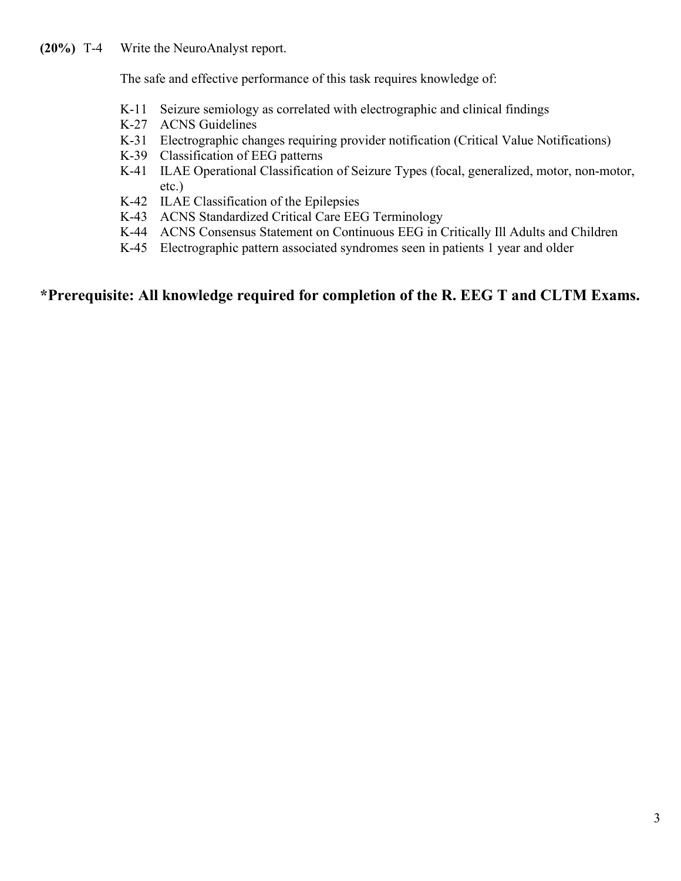**(20%)** T-4 Write the NeuroAnalyst report.

The safe and effective performance of this task requires knowledge of:

- K-11 Seizure semiology as correlated with electrographic and clinical findings
- K-27 ACNS Guidelines
- K-31 Electrographic changes requiring provider notification (Critical Value Notifications)
- K-39 Classification of EEG patterns
- K-41 ILAE Operational Classification of Seizure Types (focal, generalized, motor, non-motor, etc.)
- K-42 ILAE Classification of the Epilepsies
- K-43 ACNS Standardized Critical Care EEG Terminology
- K-44 ACNS Consensus Statement on Continuous EEG in Critically Ill Adults and Children
- K-45 Electrographic pattern associated syndromes seen in patients 1 year and older

**\*Prerequisite: All knowledge required for completion of the R. EEG T and CLTM Exams.**